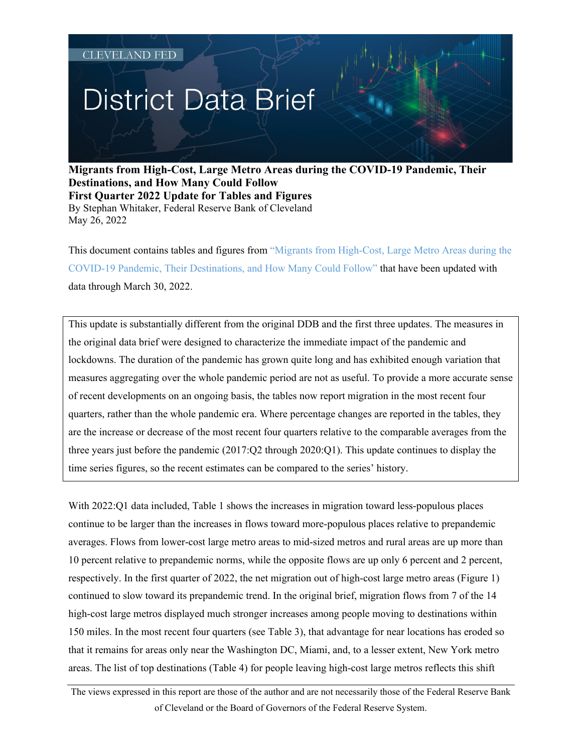CLEVELAND FED

# District Data Brief

**Migrants from High-Cost, Large Metro Areas during the COVID-19 Pandemic, Their Destinations, and How Many Could Follow**
**First Quarter 2022 Update for Tables and Figures**
By Stephan Whitaker, Federal Reserve Bank of Cleveland
May 26, 2022

This document contains tables and figures from "Migrants from High-Cost, Large Metro Areas during the COVID-19 Pandemic, Their Destinations, and How Many Could Follow" that have been updated with data through March 30, 2022.

This update is substantially different from the original DDB and the first three updates. The measures in the original data brief were designed to characterize the immediate impact of the pandemic and lockdowns. The duration of the pandemic has grown quite long and has exhibited enough variation that measures aggregating over the whole pandemic period are not as useful. To provide a more accurate sense of recent developments on an ongoing basis, the tables now report migration in the most recent four quarters, rather than the whole pandemic era. Where percentage changes are reported in the tables, they are the increase or decrease of the most recent four quarters relative to the comparable averages from the three years just before the pandemic (2017:Q2 through 2020:Q1). This update continues to display the time series figures, so the recent estimates can be compared to the series' history.

With 2022:Q1 data included, Table 1 shows the increases in migration toward less-populous places continue to be larger than the increases in flows toward more-populous places relative to prepandemic averages. Flows from lower-cost large metro areas to mid-sized metros and rural areas are up more than 10 percent relative to prepandemic norms, while the opposite flows are up only 6 percent and 2 percent, respectively. In the first quarter of 2022, the net migration out of high-cost large metro areas (Figure 1) continued to slow toward its prepandemic trend. In the original brief, migration flows from 7 of the 14 high-cost large metros displayed much stronger increases among people moving to destinations within 150 miles. In the most recent four quarters (see Table 3), that advantage for near locations has eroded so that it remains for areas only near the Washington DC, Miami, and, to a lesser extent, New York metro areas. The list of top destinations (Table 4) for people leaving high-cost large metros reflects this shift

The views expressed in this report are those of the author and are not necessarily those of the Federal Reserve Bank of Cleveland or the Board of Governors of the Federal Reserve System.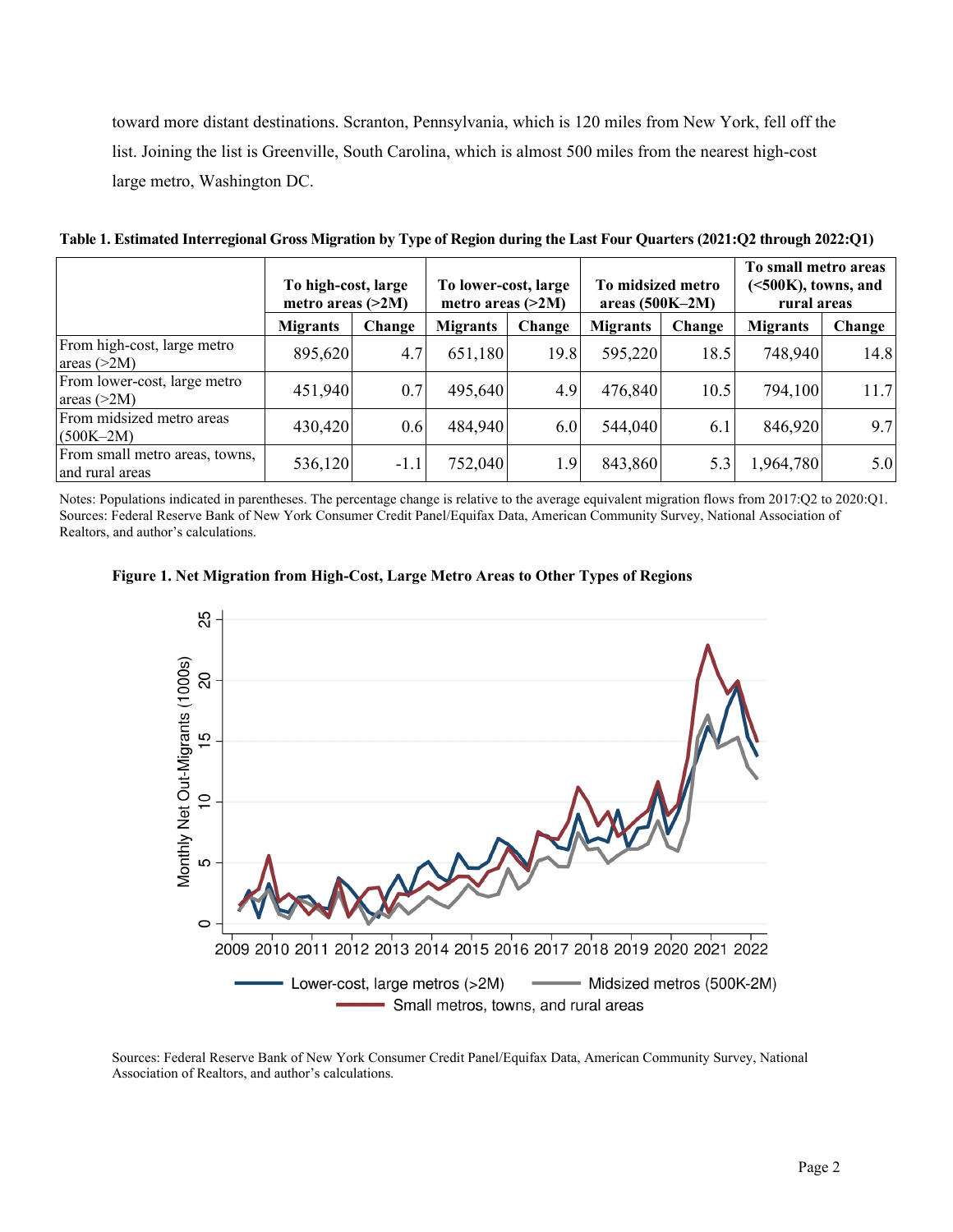toward more distant destinations. Scranton, Pennsylvania, which is 120 miles from New York, fell off the list. Joining the list is Greenville, South Carolina, which is almost 500 miles from the nearest high-cost large metro, Washington DC.

**Table 1. Estimated Interregional Gross Migration by Type of Region during the Last Four Quarters (2021:Q2 through 2022:Q1)**

| | To high-cost, large metro areas (>2M) | | To lower-cost, large metro areas (>2M) | | To midsized metro areas (500K–2M) | | To small metro areas (<500K), towns, and rural areas | |
|---|---|---|---|---|---|---|---|---|
| | **Migrants** | **Change** | **Migrants** | **Change** | **Migrants** | **Change** | **Migrants** | **Change** |
| From high-cost, large metro areas (>2M) | 895,620 | 4.7 | 651,180 | 19.8 | 595,220 | 18.5 | 748,940 | 14.8 |
| From lower-cost, large metro areas (>2M) | 451,940 | 0.7 | 495,640 | 4.9 | 476,840 | 10.5 | 794,100 | 11.7 |
| From midsized metro areas (500K–2M) | 430,420 | 0.6 | 484,940 | 6.0 | 544,040 | 6.1 | 846,920 | 9.7 |
| From small metro areas, towns, and rural areas | 536,120 | -1.1 | 752,040 | 1.9 | 843,860 | 5.3 | 1,964,780 | 5.0 |

Notes: Populations indicated in parentheses. The percentage change is relative to the average equivalent migration flows from 2017:Q2 to 2020:Q1.
Sources: Federal Reserve Bank of New York Consumer Credit Panel/Equifax Data, American Community Survey, National Association of Realtors, and author's calculations.

**Figure 1. Net Migration from High-Cost, Large Metro Areas to Other Types of Regions**

Monthly Net Out-Migrants (1000s)

0
5
10
15
20
25

2009 2010 2011 2012 2013 2014 2015 2016 2017 2018 2019 2020 2021 2022

Lower-cost, large metros (>2M)
Midsized metros (500K-2M)
Small metros, towns, and rural areas

Sources: Federal Reserve Bank of New York Consumer Credit Panel/Equifax Data, American Community Survey, National Association of Realtors, and author's calculations.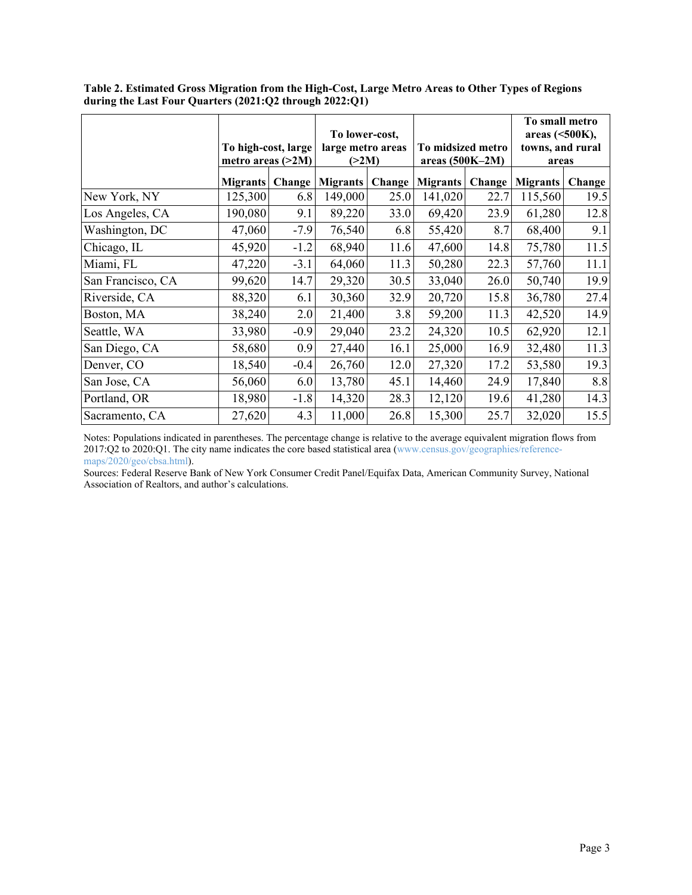**Table 2. Estimated Gross Migration from the High-Cost, Large Metro Areas to Other Types of Regions during the Last Four Quarters (2021:Q2 through 2022:Q1)**

| | To high-cost, large metro areas (>2M) | | To lower-cost, large metro areas (>2M) | | To midsized metro areas (500K–2M) | | To small metro areas (<500K), towns, and rural areas | |
|---|---|---|---|---|---|---|---|---|
| | **Migrants** | **Change** | **Migrants** | **Change** | **Migrants** | **Change** | **Migrants** | **Change** |
| New York, NY | 125,300 | 6.8 | 149,000 | 25.0 | 141,020 | 22.7 | 115,560 | 19.5 |
| Los Angeles, CA | 190,080 | 9.1 | 89,220 | 33.0 | 69,420 | 23.9 | 61,280 | 12.8 |
| Washington, DC | 47,060 | -7.9 | 76,540 | 6.8 | 55,420 | 8.7 | 68,400 | 9.1 |
| Chicago, IL | 45,920 | -1.2 | 68,940 | 11.6 | 47,600 | 14.8 | 75,780 | 11.5 |
| Miami, FL | 47,220 | -3.1 | 64,060 | 11.3 | 50,280 | 22.3 | 57,760 | 11.1 |
| San Francisco, CA | 99,620 | 14.7 | 29,320 | 30.5 | 33,040 | 26.0 | 50,740 | 19.9 |
| Riverside, CA | 88,320 | 6.1 | 30,360 | 32.9 | 20,720 | 15.8 | 36,780 | 27.4 |
| Boston, MA | 38,240 | 2.0 | 21,400 | 3.8 | 59,200 | 11.3 | 42,520 | 14.9 |
| Seattle, WA | 33,980 | -0.9 | 29,040 | 23.2 | 24,320 | 10.5 | 62,920 | 12.1 |
| San Diego, CA | 58,680 | 0.9 | 27,440 | 16.1 | 25,000 | 16.9 | 32,480 | 11.3 |
| Denver, CO | 18,540 | -0.4 | 26,760 | 12.0 | 27,320 | 17.2 | 53,580 | 19.3 |
| San Jose, CA | 56,060 | 6.0 | 13,780 | 45.1 | 14,460 | 24.9 | 17,840 | 8.8 |
| Portland, OR | 18,980 | -1.8 | 14,320 | 28.3 | 12,120 | 19.6 | 41,280 | 14.3 |
| Sacramento, CA | 27,620 | 4.3 | 11,000 | 26.8 | 15,300 | 25.7 | 32,020 | 15.5 |

Notes: Populations indicated in parentheses. The percentage change is relative to the average equivalent migration flows from 2017:Q2 to 2020:Q1. The city name indicates the core based statistical area (www.census.gov/geographies/reference-maps/2020/geo/cbsa.html).

Sources: Federal Reserve Bank of New York Consumer Credit Panel/Equifax Data, American Community Survey, National Association of Realtors, and author's calculations.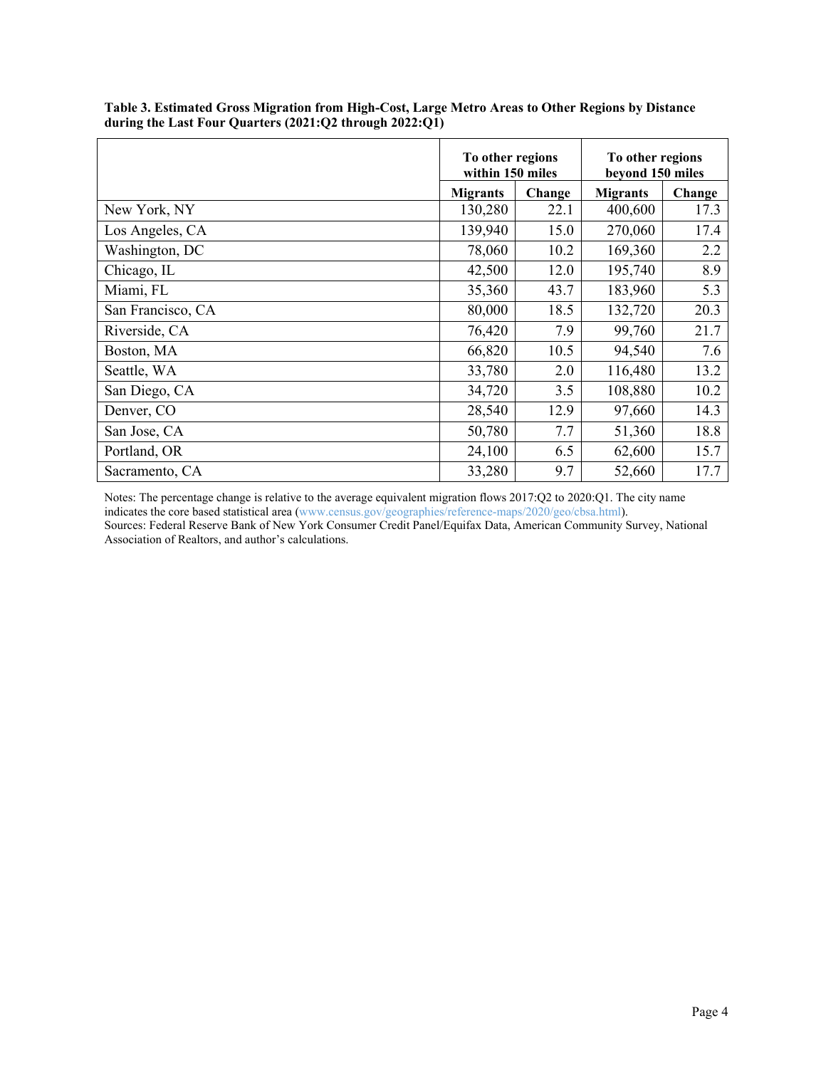**Table 3. Estimated Gross Migration from High-Cost, Large Metro Areas to Other Regions by Distance during the Last Four Quarters (2021:Q2 through 2022:Q1)**

| | To other regions within 150 miles | | To other regions beyond 150 miles | |
|---|---|---|---|---|
| | **Migrants** | **Change** | **Migrants** | **Change** |
| New York, NY | 130,280 | 22.1 | 400,600 | 17.3 |
| Los Angeles, CA | 139,940 | 15.0 | 270,060 | 17.4 |
| Washington, DC | 78,060 | 10.2 | 169,360 | 2.2 |
| Chicago, IL | 42,500 | 12.0 | 195,740 | 8.9 |
| Miami, FL | 35,360 | 43.7 | 183,960 | 5.3 |
| San Francisco, CA | 80,000 | 18.5 | 132,720 | 20.3 |
| Riverside, CA | 76,420 | 7.9 | 99,760 | 21.7 |
| Boston, MA | 66,820 | 10.5 | 94,540 | 7.6 |
| Seattle, WA | 33,780 | 2.0 | 116,480 | 13.2 |
| San Diego, CA | 34,720 | 3.5 | 108,880 | 10.2 |
| Denver, CO | 28,540 | 12.9 | 97,660 | 14.3 |
| San Jose, CA | 50,780 | 7.7 | 51,360 | 18.8 |
| Portland, OR | 24,100 | 6.5 | 62,600 | 15.7 |
| Sacramento, CA | 33,280 | 9.7 | 52,660 | 17.7 |

Notes: The percentage change is relative to the average equivalent migration flows 2017:Q2 to 2020:Q1. The city name indicates the core based statistical area (www.census.gov/geographies/reference-maps/2020/geo/cbsa.html).
Sources: Federal Reserve Bank of New York Consumer Credit Panel/Equifax Data, American Community Survey, National Association of Realtors, and author's calculations.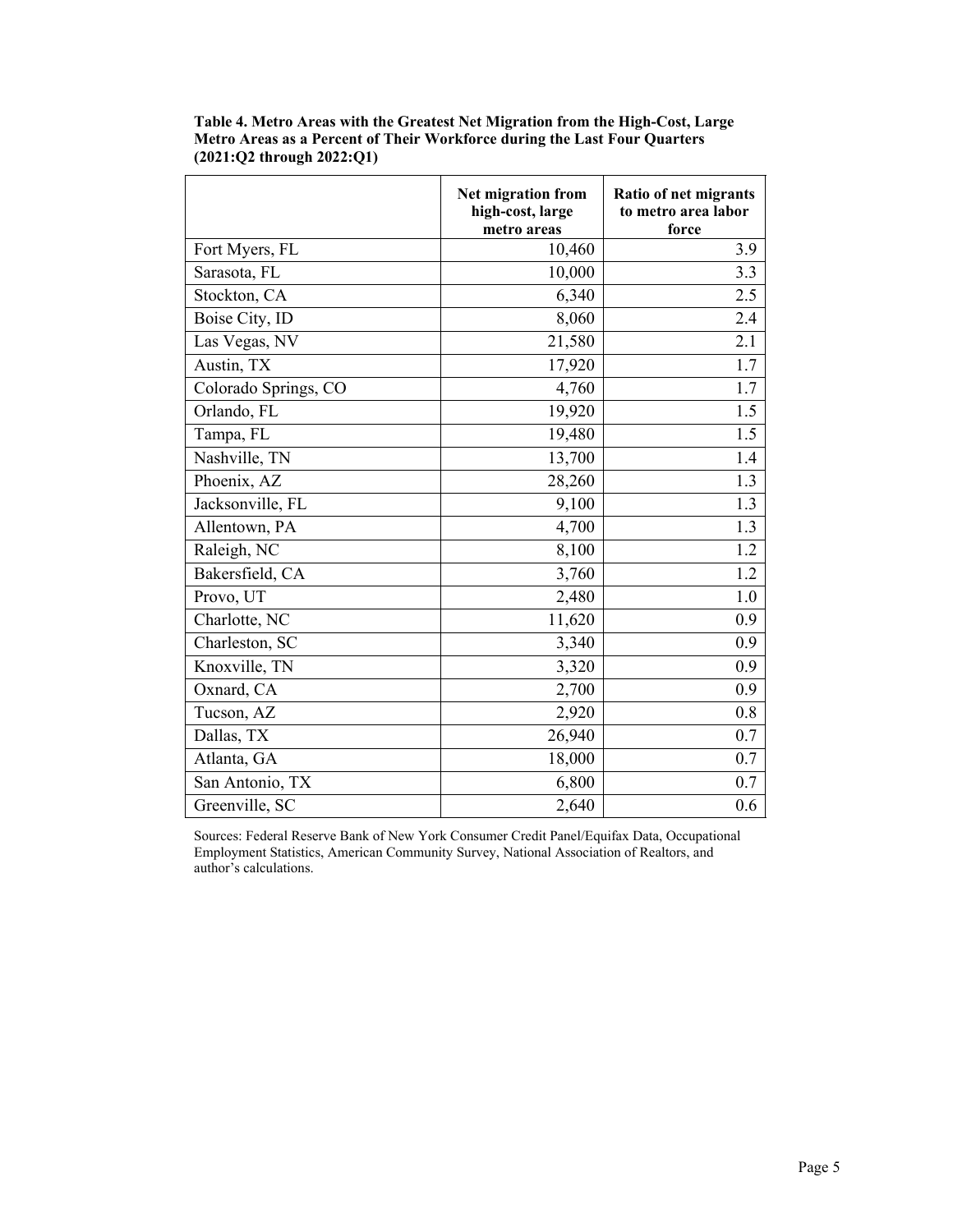**Table 4. Metro Areas with the Greatest Net Migration from the High-Cost, Large Metro Areas as a Percent of Their Workforce during the Last Four Quarters (2021:Q2 through 2022:Q1)**

| | Net migration from high-cost, large metro areas | Ratio of net migrants to metro area labor force |
|---|---|---|
| Fort Myers, FL | 10,460 | 3.9 |
| Sarasota, FL | 10,000 | 3.3 |
| Stockton, CA | 6,340 | 2.5 |
| Boise City, ID | 8,060 | 2.4 |
| Las Vegas, NV | 21,580 | 2.1 |
| Austin, TX | 17,920 | 1.7 |
| Colorado Springs, CO | 4,760 | 1.7 |
| Orlando, FL | 19,920 | 1.5 |
| Tampa, FL | 19,480 | 1.5 |
| Nashville, TN | 13,700 | 1.4 |
| Phoenix, AZ | 28,260 | 1.3 |
| Jacksonville, FL | 9,100 | 1.3 |
| Allentown, PA | 4,700 | 1.3 |
| Raleigh, NC | 8,100 | 1.2 |
| Bakersfield, CA | 3,760 | 1.2 |
| Provo, UT | 2,480 | 1.0 |
| Charlotte, NC | 11,620 | 0.9 |
| Charleston, SC | 3,340 | 0.9 |
| Knoxville, TN | 3,320 | 0.9 |
| Oxnard, CA | 2,700 | 0.9 |
| Tucson, AZ | 2,920 | 0.8 |
| Dallas, TX | 26,940 | 0.7 |
| Atlanta, GA | 18,000 | 0.7 |
| San Antonio, TX | 6,800 | 0.7 |
| Greenville, SC | 2,640 | 0.6 |

Sources: Federal Reserve Bank of New York Consumer Credit Panel/Equifax Data, Occupational Employment Statistics, American Community Survey, National Association of Realtors, and author's calculations.